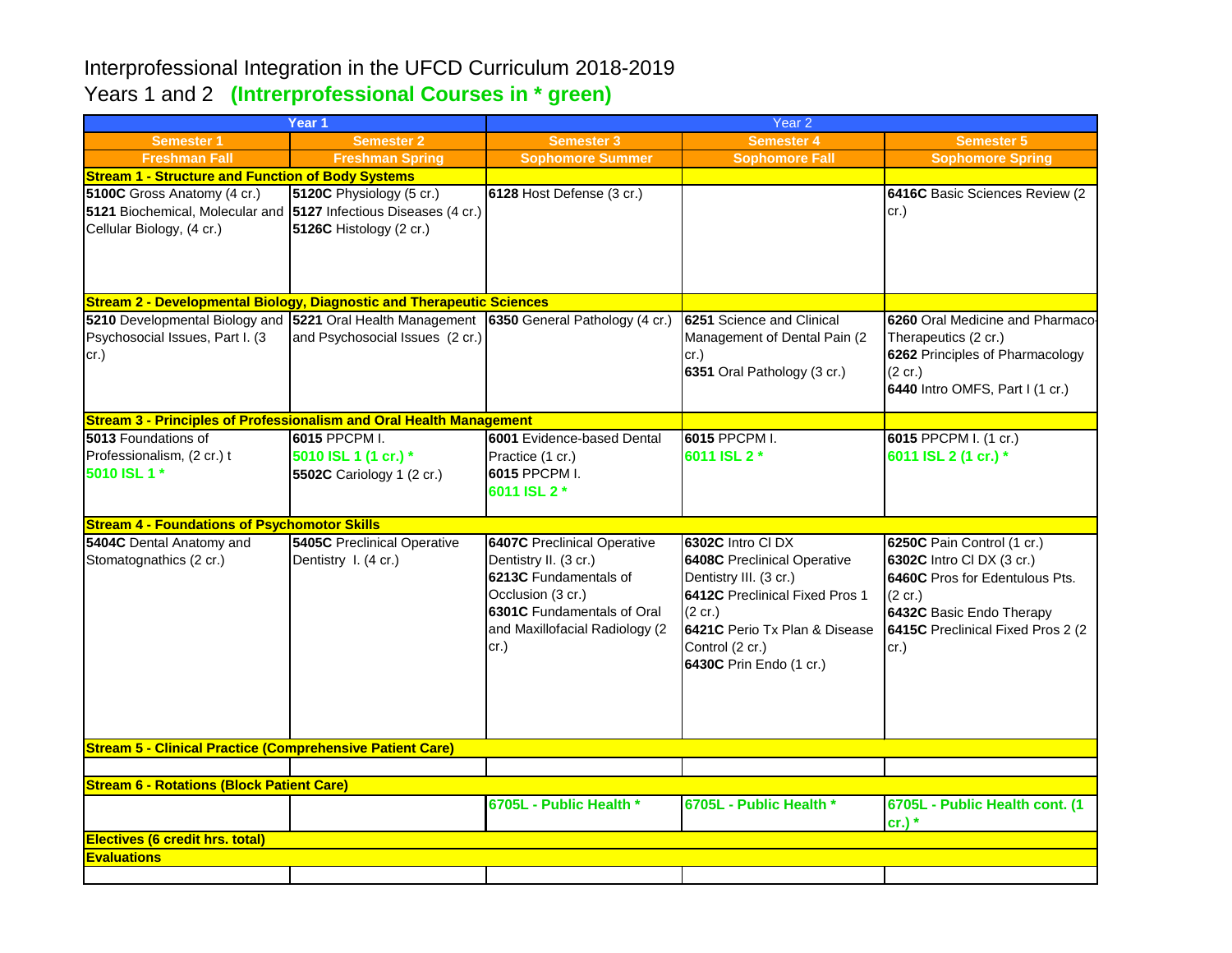# Interprofessional Integration in the UFCD Curriculum 2018-2019

## Years 1 and 2 **(Intrerprofessional Courses in * green)**

| Year 1 | | Year 2 | | |
|---|---|---|---|---|
| **Semester 1** | **Semester 2** | **Semester 3** | **Semester 4** | **Semester 5** |
| **Freshman Fall** | **Freshman Spring** | **Sophomore Summer** | **Sophomore Fall** | **Sophomore Spring** |
| **Stream 1 - Structure and Function of Body Systems** | | | | |
| **5100C** Gross Anatomy (4 cr.)<br>**5121** Biochemical, Molecular and Cellular Biology, (4 cr.) | **5120C** Physiology (5 cr.)<br>**5127** Infectious Diseases (4 cr.)<br>**5126C** Histology (2 cr.) | **6128** Host Defense (3 cr.) | | **6416C** Basic Sciences Review (2 cr.) |
| **Stream 2 - Developmental Biology, Diagnostic and Therapeutic Sciences** | | | | |
| **5210** Developmental Biology and Psychosocial Issues, Part I. (3 cr.) | **5221** Oral Health Management and Psychosocial Issues (2 cr.) | **6350** General Pathology (4 cr.) | **6251** Science and Clinical Management of Dental Pain (2 cr.)<br>**6351** Oral Pathology (3 cr.) | **6260** Oral Medicine and Pharmaco-Therapeutics (2 cr.)<br>**6262** Principles of Pharmacology (2 cr.)<br>**6440** Intro OMFS, Part I (1 cr.) |
| **Stream 3 - Principles of Professionalism and Oral Health Management** | | | | |
| **5013** Foundations of Professionalism, (2 cr.) t<br>**5010 ISL 1 *** | **6015** PPCPM I.<br>**5010 ISL 1 (1 cr.) ***<br>**5502C** Cariology 1 (2 cr.) | **6001** Evidence-based Dental Practice (1 cr.)<br>**6015** PPCPM I.<br>**6011 ISL 2 *** | **6015** PPCPM I.<br>**6011 ISL 2 *** | **6015** PPCPM I. (1 cr.)<br>**6011 ISL 2 (1 cr.) *** |
| **Stream 4 - Foundations of Psychomotor Skills** | | | | |
| **5404C** Dental Anatomy and Stomatognathics (2 cr.) | **5405C** Preclinical Operative Dentistry I. (4 cr.) | **6407C** Preclinical Operative Dentistry II. (3 cr.)<br>**6213C** Fundamentals of Occlusion (3 cr.)<br>**6301C** Fundamentals of Oral and Maxillofacial Radiology (2 cr.) | **6302C** Intro Cl DX<br>**6408C** Preclinical Operative Dentistry III. (3 cr.)<br>**6412C** Preclinical Fixed Pros 1 (2 cr.)<br>**6421C** Perio Tx Plan & Disease Control (2 cr.)<br>**6430C** Prin Endo (1 cr.) | **6250C** Pain Control (1 cr.)<br>**6302C** Intro Cl DX (3 cr.)<br>**6460C** Pros for Edentulous Pts. (2 cr.)<br>**6432C** Basic Endo Therapy<br>**6415C** Preclinical Fixed Pros 2 (2 cr.) |
| **Stream 5 - Clinical Practice (Comprehensive Patient Care)** | | | | |
| | | | | |
| **Stream 6 - Rotations (Block Patient Care)** | | | | |
| | | **6705L - Public Health *** | **6705L - Public Health *** | **6705L - Public Health cont. (1 cr.) *** |
| **Electives (6 credit hrs. total)** | | | | |
| **Evaluations** | | | | |
| | | | | |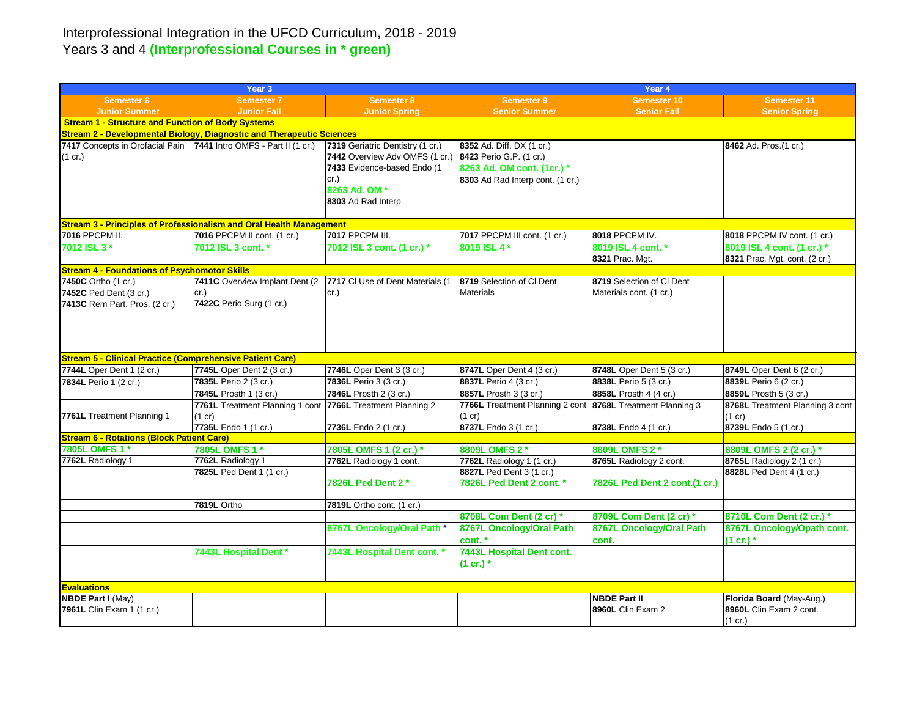# Interprofessional Integration in the UFCD Curriculum, 2018 - 2019

## Years 3 and 4 **(Interprofessional Courses in * green)**

| Year 3 | | | Year 4 | | |
|---|---|---|---|---|---|
| **Semester 6** | **Semester 7** | **Semester 8** | **Semester 9** | **Semester 10** | **Semester 11** |
| **Junior Summer** | **Junior Fall** | **Junior Spring** | **Senior Summer** | **Senior Fall** | **Senior Spring** |
| **Stream 1 - Structure and Function of Body Systems** | | | | | |
| **Stream 2 - Developmental Biology, Diagnostic and Therapeutic Sciences** | | | | | |
| **7417** Concepts in Orofacial Pain (1 cr.) | **7441** Intro OMFS - Part II (1 cr.) | **7319** Geriatric Dentistry (1 cr.)<br>**7442** Overview Adv OMFS (1 cr.)<br>**7433** Evidence-based Endo (1 cr.)<br>**8263 Ad. OM ***<br>**8303** Ad Rad Interp | **8352** Ad. Diff. DX (1 cr.)<br>**8423** Perio G.P. (1 cr.)<br>**8263 Ad. OM cont. (1cr.) ***<br>**8303** Ad Rad Interp cont. (1 cr.) | | **8462** Ad. Pros.(1 cr.) |
| **Stream 3 - Principles of Professionalism and Oral Health Management** | | | | | |
| **7016** PPCPM II.<br>**7012 ISL 3 *** | **7016** PPCPM II cont. (1 cr.)<br>**7012 ISL 3 cont. *** | **7017** PPCPM III.<br>**7012 ISL 3 cont. (1 cr.) *** | **7017** PPCPM III cont. (1 cr.)<br>**8019 ISL 4 *** | **8018** PPCPM IV.<br>**8019 ISL 4 cont. ***<br>**8321** Prac. Mgt. | **8018** PPCPM IV cont. (1 cr.)<br>**8019 ISL 4 cont. (1 cr.) ***<br>**8321** Prac. Mgt. cont. (2 cr.) |
| **Stream 4 - Foundations of Psychomotor Skills** | | | | | |
| **7450C** Ortho (1 cr.)<br>**7452C** Ped Dent (3 cr.)<br>**7413C** Rem Part. Pros. (2 cr.) | **7411C** Overview Implant Dent (2 cr.)<br>**7422C** Perio Surg (1 cr.) | **7717** Cl Use of Dent Materials (1 cr.) | **8719** Selection of Cl Dent Materials | **8719** Selection of Cl Dent Materials cont. (1 cr.) | |
| **Stream 5 - Clinical Practice (Comprehensive Patient Care)** | | | | | |
| **7744L** Oper Dent 1 (2 cr.) | **7745L** Oper Dent 2 (3 cr.) | **7746L** Oper Dent 3 (3 cr.) | **8747L** Oper Dent 4 (3 cr.) | **8748L** Oper Dent 5 (3 cr.) | **8749L** Oper Dent 6 (2 cr.) |
| **7834L** Perio 1 (2 cr.) | **7835L** Perio 2 (3 cr.) | **7836L** Perio 3 (3 cr.) | **8837L** Perio 4 (3 cr.) | **8838L** Perio 5 (3 cr.) | **8839L** Perio 6 (2 cr.) |
| | **7845L** Prosth 1 (3 cr.) | **7846L** Prosth 2 (3 cr.) | **8857L** Prosth 3 (3 cr.) | **8858L** Prosth 4 (4 cr.) | **8859L** Prosth 5 (3 cr.) |
| **7761L** Treatment Planning 1 | **7761L** Treatment Planning 1 cont (1 cr) | **7766L** Treatment Planning 2 | **7766L** Treatment Planning 2 cont (1 cr) | **8768L** Treatment Planning 3 | **8768L** Treatment Planning 3 cont (1 cr) |
| | **7735L** Endo 1 (1 cr.) | **7736L** Endo 2 (1 cr.) | **8737L** Endo 3 (1 cr.) | **8738L** Endo 4 (1 cr.) | **8739L** Endo 5 (1 cr.) |
| **Stream 6 - Rotations (Block Patient Care)** | | | | | |
| **7805L OMFS 1 *** | **7805L OMFS 1 *** | **7805L OMFS 1 (2 cr.) *** | **8809L OMFS 2 *** | **8809L OMFS 2 *** | **8809L OMFS 2 (2 cr.) *** |
| **7762L** Radiology 1 | **7762L** Radiology 1 | **7762L** Radiology 1 cont. | **7762L** Radiology 1 (1 cr.) | **8765L** Radiology 2 cont. | **8765L** Radiology 2 (1 cr.) |
| | **7825L** Ped Dent 1 (1 cr.) | | **8827L** Ped Dent 3 (1 cr.) | | **8828L** Ped Dent 4 (1 cr.) |
| | | **7826L Ped Dent 2 *** | **7826L Ped Dent 2 cont. *** | **7826L Ped Dent 2 cont.(1 cr.)** | |
| | **7819L** Ortho | **7819L** Ortho cont. (1 cr.) | | | |
| | | | **8708L Com Dent (2 cr) *** | **8709L Com Dent (2 cr) *** | **8710L Com Dent (2 cr.) *** |
| | | **8767L Oncology/Oral Path *** | **8767L Oncology/Oral Path cont. *** | **8767L Oncology/Oral Path cont.** | **8767L Oncology/Opath cont. (1 cr.) *** |
| | **7443L Hospital Dent *** | **7443L Hospital Dent cont. *** | **7443L Hospital Dent cont. (1 cr.) *** | | |
| **Evaluations** | | | | | |
| **NBDE Part I** (May)<br>**7961L** Clin Exam 1 (1 cr.) | | | | **NBDE Part II**<br>**8960L** Clin Exam 2 | **Florida Board** (May-Aug.)<br>**8960L** Clin Exam 2 cont. (1 cr.) |